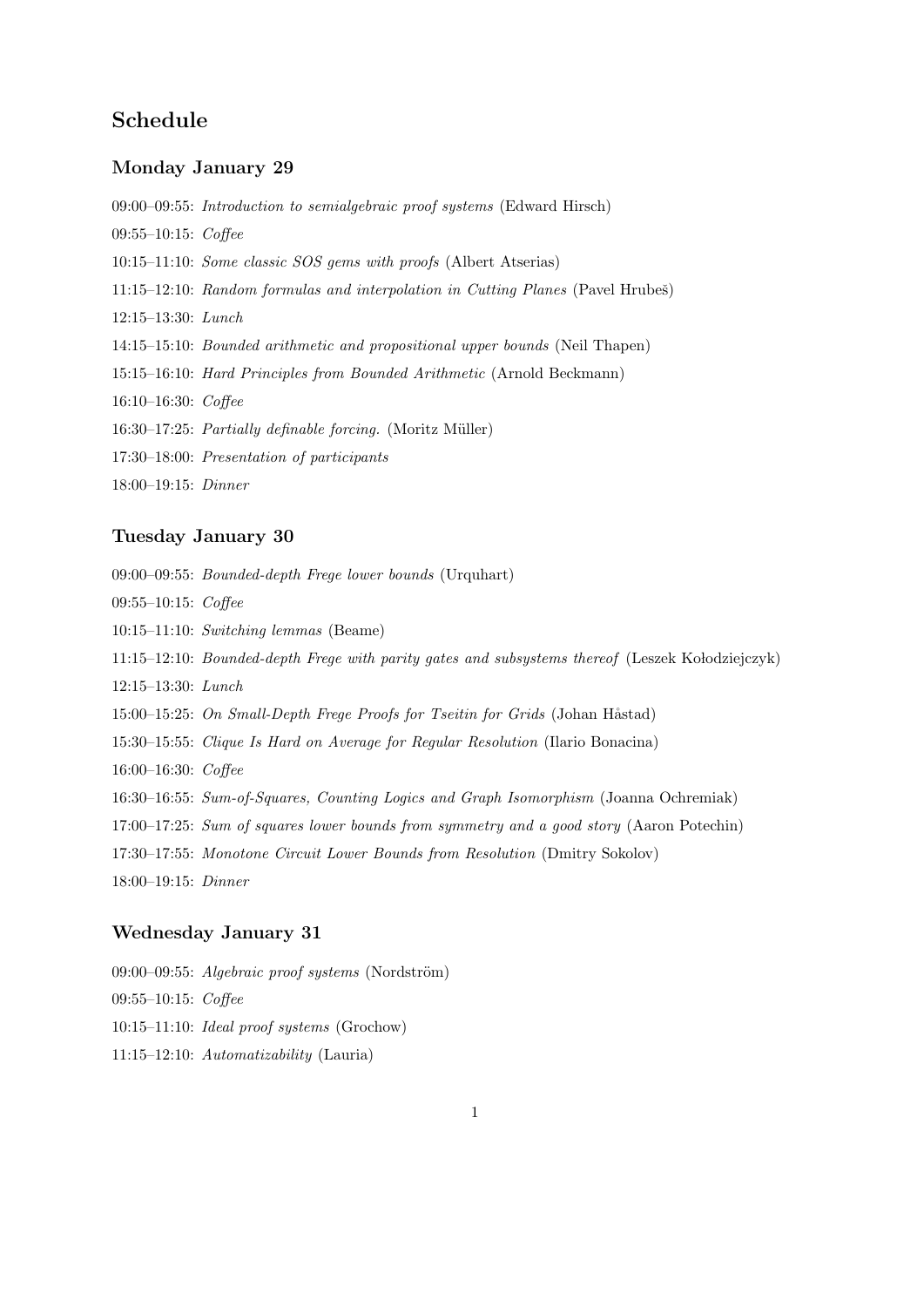## Schedule

### Monday January 29

09:00–09:55: *Introduction to semialgebraic proof systems* (Edward Hirsch)

09:55–10:15: *Coffee*

10:15–11:10: *Some classic SOS gems with proofs* (Albert Atserias)

11:15–12:10: *Random formulas and interpolation in Cutting Planes* (Pavel Hrubeš)

12:15–13:30: *Lunch*

14:15–15:10: *Bounded arithmetic and propositional upper bounds* (Neil Thapen)

15:15–16:10: *Hard Principles from Bounded Arithmetic* (Arnold Beckmann)

16:10–16:30: *Coffee*

16:30–17:25: *Partially definable forcing.* (Moritz Müller)

17:30–18:00: *Presentation of participants*

18:00–19:15: *Dinner*

### Tuesday January 30

09:00–09:55: *Bounded-depth Frege lower bounds* (Urquhart)

09:55–10:15: *Coffee*

10:15–11:10: *Switching lemmas* (Beame)

11:15–12:10: *Bounded-depth Frege with parity gates and subsystems thereof* (Leszek Kołodziejczyk)

12:15–13:30: *Lunch*

15:00–15:25: *On Small-Depth Frege Proofs for Tseitin for Grids* (Johan Håstad)

15:30–15:55: *Clique Is Hard on Average for Regular Resolution* (Ilario Bonacina)

16:00–16:30: *Coffee*

16:30–16:55: *Sum-of-Squares, Counting Logics and Graph Isomorphism* (Joanna Ochremiak)

17:00–17:25: *Sum of squares lower bounds from symmetry and a good story* (Aaron Potechin)

17:30–17:55: *Monotone Circuit Lower Bounds from Resolution* (Dmitry Sokolov)

18:00–19:15: *Dinner*

### Wednesday January 31

09:00–09:55: *Algebraic proof systems* (Nordström)

09:55–10:15: *Coffee*

10:15–11:10: *Ideal proof systems* (Grochow)

11:15–12:10: *Automatizability* (Lauria)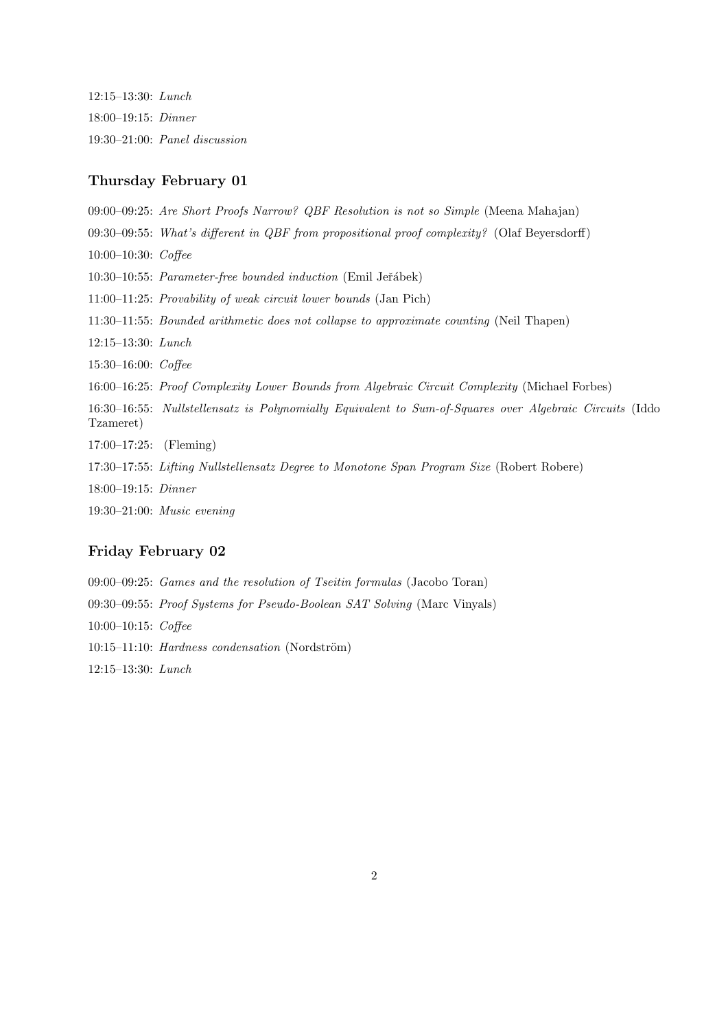12:15–13:30: *Lunch*

18:00–19:15: *Dinner*

19:30–21:00: *Panel discussion*

## Thursday February 01

09:00–09:25: *Are Short Proofs Narrow? QBF Resolution is not so Simple* (Meena Mahajan)

09:30–09:55: *What's different in QBF from propositional proof complexity?* (Olaf Beyersdorff)

10:00–10:30: *Coffee*

10:30–10:55: *Parameter-free bounded induction* (Emil Jeřábek)

11:00–11:25: *Provability of weak circuit lower bounds* (Jan Pich)

11:30–11:55: *Bounded arithmetic does not collapse to approximate counting* (Neil Thapen)

12:15–13:30: *Lunch*

15:30–16:00: *Coffee*

16:00–16:25: *Proof Complexity Lower Bounds from Algebraic Circuit Complexity* (Michael Forbes)

16:30–16:55: *Nullstellensatz is Polynomially Equivalent to Sum-of-Squares over Algebraic Circuits* (Iddo Tzameret)

17:00–17:25: (Fleming)

17:30–17:55: *Lifting Nullstellensatz Degree to Monotone Span Program Size* (Robert Robere)

18:00–19:15: *Dinner*

19:30–21:00: *Music evening*

## Friday February 02

09:00–09:25: *Games and the resolution of Tseitin formulas* (Jacobo Toran)

09:30–09:55: *Proof Systems for Pseudo-Boolean SAT Solving* (Marc Vinyals)

10:00–10:15: *Coffee*

10:15–11:10: *Hardness condensation* (Nordström)

12:15–13:30: *Lunch*